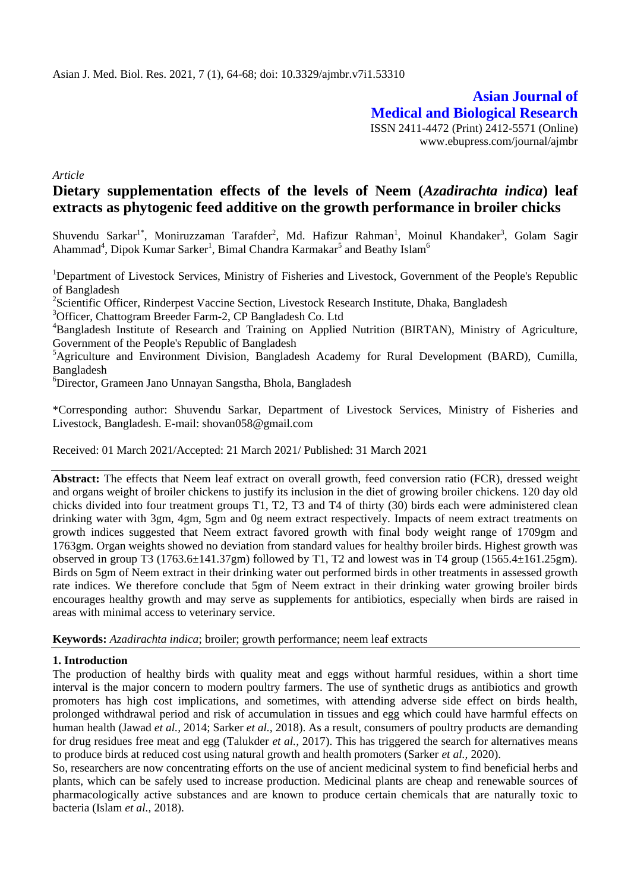Article

# Dietary supplementation effects of the levels of Neem (*Azadirachta indica*) leaf extracts as phytogenic feed additive on the growth performance in broiler chicks

Shuvendu Sarkar[1*], Moniruzzaman Tarafder[2], Md. Hafizur Rahman[1], Moinul Khandaker[3], Golam Sagir Ahammad[4], Dipok Kumar Sarker[1], Bimal Chandra Karmakar[5] and Beathy Islam[6]

[1]Department of Livestock Services, Ministry of Fisheries and Livestock, Government of the People's Republic of Bangladesh

[2]Scientific Officer, Rinderpest Vaccine Section, Livestock Research Institute, Dhaka, Bangladesh

[3]Officer, Chattogram Breeder Farm-2, CP Bangladesh Co. Ltd

[4]Bangladesh Institute of Research and Training on Applied Nutrition (BIRTAN), Ministry of Agriculture, Government of the People's Republic of Bangladesh

[5]Agriculture and Environment Division, Bangladesh Academy for Rural Development (BARD), Cumilla, Bangladesh

[6]Director, Grameen Jano Unnayan Sangstha, Bhola, Bangladesh

*Corresponding author: Shuvendu Sarkar, Department of Livestock Services, Ministry of Fisheries and Livestock, Bangladesh. E-mail: shovan058@gmail.com

Received: 01 March 2021/Accepted: 21 March 2021/ Published: 31 March 2021

**Abstract:** The effects that Neem leaf extract on overall growth, feed conversion ratio (FCR), dressed weight and organs weight of broiler chickens to justify its inclusion in the diet of growing broiler chickens. 120 day old chicks divided into four treatment groups T1, T2, T3 and T4 of thirty (30) birds each were administered clean drinking water with 3gm, 4gm, 5gm and 0g neem extract respectively. Impacts of neem extract treatments on growth indices suggested that Neem extract favored growth with final body weight range of 1709gm and 1763gm. Organ weights showed no deviation from standard values for healthy broiler birds. Highest growth was observed in group T3 (1763.6±141.37gm) followed by T1, T2 and lowest was in T4 group (1565.4±161.25gm). Birds on 5gm of Neem extract in their drinking water out performed birds in other treatments in assessed growth rate indices. We therefore conclude that 5gm of Neem extract in their drinking water growing broiler birds encourages healthy growth and may serve as supplements for antibiotics, especially when birds are raised in areas with minimal access to veterinary service.

**Keywords:** *Azadirachta indica*; broiler; growth performance; neem leaf extracts

## 1. Introduction

The production of healthy birds with quality meat and eggs without harmful residues, within a short time interval is the major concern to modern poultry farmers. The use of synthetic drugs as antibiotics and growth promoters has high cost implications, and sometimes, with attending adverse side effect on birds health, prolonged withdrawal period and risk of accumulation in tissues and egg which could have harmful effects on human health (Jawad *et al.,* 2014; Sarker *et al.,* 2018). As a result, consumers of poultry products are demanding for drug residues free meat and egg (Talukder *et al.,* 2017). This has triggered the search for alternatives means to produce birds at reduced cost using natural growth and health promoters (Sarker *et al.,* 2020).

So, researchers are now concentrating efforts on the use of ancient medicinal system to find beneficial herbs and plants, which can be safely used to increase production. Medicinal plants are cheap and renewable sources of pharmacologically active substances and are known to produce certain chemicals that are naturally toxic to bacteria (Islam *et al.,* 2018).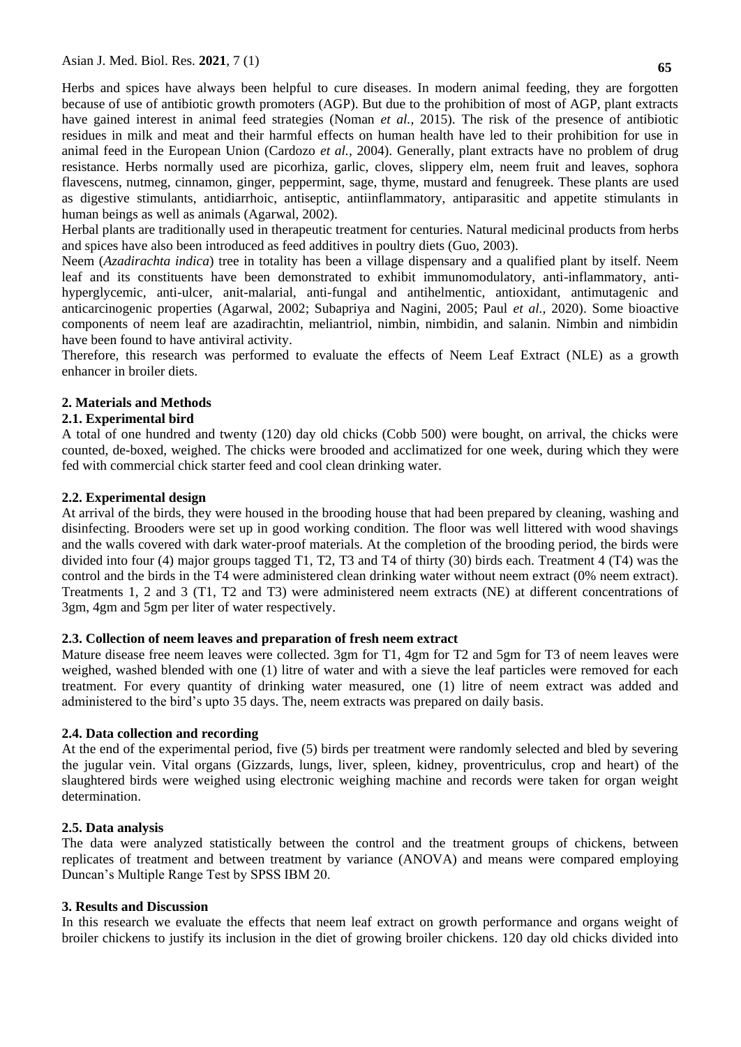Herbs and spices have always been helpful to cure diseases. In modern animal feeding, they are forgotten because of use of antibiotic growth promoters (AGP). But due to the prohibition of most of AGP, plant extracts have gained interest in animal feed strategies (Noman *et al.,* 2015). The risk of the presence of antibiotic residues in milk and meat and their harmful effects on human health have led to their prohibition for use in animal feed in the European Union (Cardozo *et al.,* 2004). Generally, plant extracts have no problem of drug resistance. Herbs normally used are picorhiza, garlic, cloves, slippery elm, neem fruit and leaves, sophora flavescens, nutmeg, cinnamon, ginger, peppermint, sage, thyme, mustard and fenugreek. These plants are used as digestive stimulants, antidiarrhoic, antiseptic, antiinflammatory, antiparasitic and appetite stimulants in human beings as well as animals (Agarwal, 2002).

Herbal plants are traditionally used in therapeutic treatment for centuries. Natural medicinal products from herbs and spices have also been introduced as feed additives in poultry diets (Guo, 2003).

Neem (*Azadirachta indica*) tree in totality has been a village dispensary and a qualified plant by itself. Neem leaf and its constituents have been demonstrated to exhibit immunomodulatory, anti-inflammatory, anti-hyperglycemic, anti-ulcer, anit-malarial, anti-fungal and antihelmentic, antioxidant, antimutagenic and anticarcinogenic properties (Agarwal, 2002; Subapriya and Nagini, 2005; Paul *et al.,* 2020). Some bioactive components of neem leaf are azadirachtin, meliantriol, nimbin, nimbidin, and salanin. Nimbin and nimbidin have been found to have antiviral activity.

Therefore, this research was performed to evaluate the effects of Neem Leaf Extract (NLE) as a growth enhancer in broiler diets.

## 2. Materials and Methods

### 2.1. Experimental bird

A total of one hundred and twenty (120) day old chicks (Cobb 500) were bought, on arrival, the chicks were counted, de-boxed, weighed. The chicks were brooded and acclimatized for one week, during which they were fed with commercial chick starter feed and cool clean drinking water.

### 2.2. Experimental design

At arrival of the birds, they were housed in the brooding house that had been prepared by cleaning, washing and disinfecting. Brooders were set up in good working condition. The floor was well littered with wood shavings and the walls covered with dark water-proof materials. At the completion of the brooding period, the birds were divided into four (4) major groups tagged T1, T2, T3 and T4 of thirty (30) birds each. Treatment 4 (T4) was the control and the birds in the T4 were administered clean drinking water without neem extract (0% neem extract). Treatments 1, 2 and 3 (T1, T2 and T3) were administered neem extracts (NE) at different concentrations of 3gm, 4gm and 5gm per liter of water respectively.

### 2.3. Collection of neem leaves and preparation of fresh neem extract

Mature disease free neem leaves were collected. 3gm for T1, 4gm for T2 and 5gm for T3 of neem leaves were weighed, washed blended with one (1) litre of water and with a sieve the leaf particles were removed for each treatment. For every quantity of drinking water measured, one (1) litre of neem extract was added and administered to the bird's upto 35 days. The, neem extracts was prepared on daily basis.

### 2.4. Data collection and recording

At the end of the experimental period, five (5) birds per treatment were randomly selected and bled by severing the jugular vein. Vital organs (Gizzards, lungs, liver, spleen, kidney, proventriculus, crop and heart) of the slaughtered birds were weighed using electronic weighing machine and records were taken for organ weight determination.

### 2.5. Data analysis

The data were analyzed statistically between the control and the treatment groups of chickens, between replicates of treatment and between treatment by variance (ANOVA) and means were compared employing Duncan's Multiple Range Test by SPSS IBM 20.

## 3. Results and Discussion

In this research we evaluate the effects that neem leaf extract on growth performance and organs weight of broiler chickens to justify its inclusion in the diet of growing broiler chickens. 120 day old chicks divided into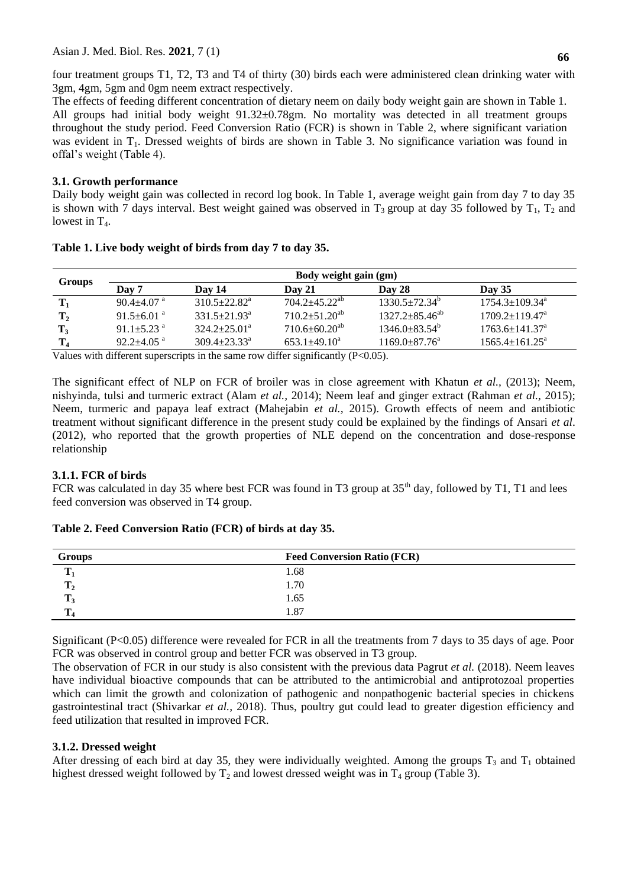four treatment groups T1, T2, T3 and T4 of thirty (30) birds each were administered clean drinking water with 3gm, 4gm, 5gm and 0gm neem extract respectively.

The effects of feeding different concentration of dietary neem on daily body weight gain are shown in Table 1. All groups had initial body weight 91.32±0.78gm. No mortality was detected in all treatment groups throughout the study period. Feed Conversion Ratio (FCR) is shown in Table 2, where significant variation was evident in $T_1$. Dressed weights of birds are shown in Table 3. No significance variation was found in offal's weight (Table 4).

### 3.1. Growth performance

Daily body weight gain was collected in record log book. In Table 1, average weight gain from day 7 to day 35 is shown with 7 days interval. Best weight gained was observed in $T_3$ group at day 35 followed by $T_1$, $T_2$ and lowest in $T_4$.

**Table 1. Live body weight of birds from day 7 to day 35.**

| Groups | Body weight gain (gm) | | | | |
|---|---|---|---|---|---|
| | Day 7 | Day 14 | Day 21 | Day 28 | Day 35 |
| $T_1$ | 90.4±4.07 $^a$ | 310.5±22.82$^a$ | 704.2±45.22$^{ab}$ | 1330.5±72.34$^b$ | 1754.3±109.34$^a$ |
| $T_2$ | 91.5±6.01 $^a$ | 331.5±21.93$^a$ | 710.2±51.20$^{ab}$ | 1327.2±85.46$^{ab}$ | 1709.2±119.47$^a$ |
| $T_3$ | 91.1±5.23 $^a$ | 324.2±25.01$^a$ | 710.6±60.20$^{ab}$ | 1346.0±83.54$^b$ | 1763.6±141.37$^a$ |
| $T_4$ | 92.2±4.05 $^a$ | 309.4±23.33$^a$ | 653.1±49.10$^a$ | 1169.0±87.76$^a$ | 1565.4±161.25$^a$ |

Values with different superscripts in the same row differ significantly (P<0.05).

The significant effect of NLP on FCR of broiler was in close agreement with Khatun *et al.*, (2013); Neem, nishyinda, tulsi and turmeric extract (Alam *et al.*, 2014); Neem leaf and ginger extract (Rahman *et al.*, 2015); Neem, turmeric and papaya leaf extract (Mahejabin *et al.*, 2015). Growth effects of neem and antibiotic treatment without significant difference in the present study could be explained by the findings of Ansari *et al*. (2012), who reported that the growth properties of NLE depend on the concentration and dose-response relationship

#### 3.1.1. FCR of birds

FCR was calculated in day 35 where best FCR was found in T3 group at 35$^{th}$ day, followed by T1, T1 and lees feed conversion was observed in T4 group.

**Table 2. Feed Conversion Ratio (FCR) of birds at day 35.**

| Groups | Feed Conversion Ratio (FCR) |
|---|---|
| $T_1$ | 1.68 |
| $T_2$ | 1.70 |
| $T_3$ | 1.65 |
| $T_4$ | 1.87 |

Significant (P<0.05) difference were revealed for FCR in all the treatments from 7 days to 35 days of age. Poor FCR was observed in control group and better FCR was observed in T3 group.

The observation of FCR in our study is also consistent with the previous data Pagrut *et al.* (2018). Neem leaves have individual bioactive compounds that can be attributed to the antimicrobial and antiprotozoal properties which can limit the growth and colonization of pathogenic and nonpathogenic bacterial species in chickens gastrointestinal tract (Shivarkar *et al.*, 2018). Thus, poultry gut could lead to greater digestion efficiency and feed utilization that resulted in improved FCR.

#### 3.1.2. Dressed weight

After dressing of each bird at day 35, they were individually weighted. Among the groups $T_3$ and $T_1$ obtained highest dressed weight followed by $T_2$ and lowest dressed weight was in $T_4$ group (Table 3).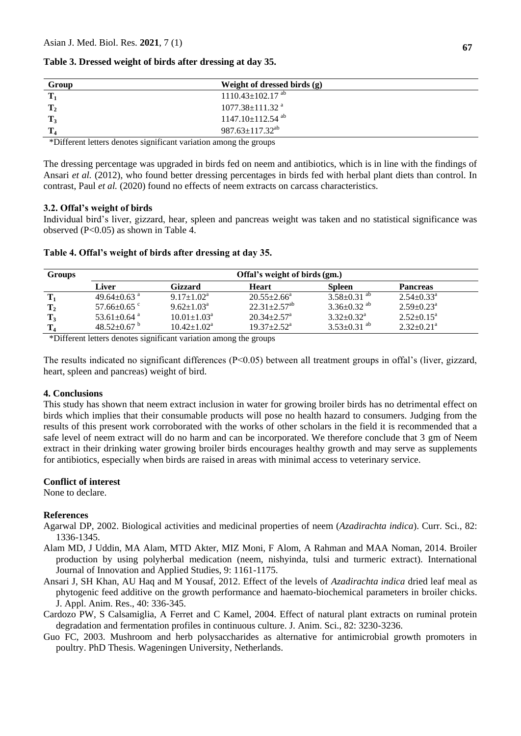**Table 3. Dressed weight of birds after dressing at day 35.**

| Group | Weight of dressed birds (g) |
|---|---|
| $T_1$ | $1110.43±102.17^{ab}$ |
| $T_2$ | $1077.38±111.32^{a}$ |
| $T_3$ | $1147.10±112.54^{ab}$ |
| $T_4$ | $987.63±117.32^{ab}$ |

*Different letters denotes significant variation among the groups

The dressing percentage was upgraded in birds fed on neem and antibiotics, which is in line with the findings of Ansari *et al.* (2012), who found better dressing percentages in birds fed with herbal plant diets than control. In contrast, Paul *et al.* (2020) found no effects of neem extracts on carcass characteristics.

### 3.2. Offal's weight of birds

Individual bird's liver, gizzard, hear, spleen and pancreas weight was taken and no statistical significance was observed (P<0.05) as shown in Table 4.

**Table 4. Offal's weight of birds after dressing at day 35.**

| Groups | Offal's weight of birds (gm.) | | | | |
|---|---|---|---|---|---|
| | Liver | Gizzard | Heart | Spleen | Pancreas |
| $T_1$ | $49.64±0.63^{a}$ | $9.17±1.02^{a}$ | $20.55±2.66^{a}$ | $3.58±0.31^{ab}$ | $2.54±0.33^{a}$ |
| $T_2$ | $57.66±0.65^{c}$ | $9.62±1.03^{a}$ | $22.31±2.57^{ab}$ | $3.36±0.32^{ab}$ | $2.59±0.23^{a}$ |
| $T_3$ | $53.61±0.64^{a}$ | $10.01±1.03^{a}$ | $20.34±2.57^{a}$ | $3.32±0.32^{a}$ | $2.52±0.15^{a}$ |
| $T_4$ | $48.52±0.67^{b}$ | $10.42±1.02^{a}$ | $19.37±2.52^{a}$ | $3.53±0.31^{ab}$ | $2.32±0.21^{a}$ |

*Different letters denotes significant variation among the groups

The results indicated no significant differences (P<0.05) between all treatment groups in offal's (liver, gizzard, heart, spleen and pancreas) weight of bird.

## 4. Conclusions

This study has shown that neem extract inclusion in water for growing broiler birds has no detrimental effect on birds which implies that their consumable products will pose no health hazard to consumers. Judging from the results of this present work corroborated with the works of other scholars in the field it is recommended that a safe level of neem extract will do no harm and can be incorporated. We therefore conclude that 3 gm of Neem extract in their drinking water growing broiler birds encourages healthy growth and may serve as supplements for antibiotics, especially when birds are raised in areas with minimal access to veterinary service.

## Conflict of interest

None to declare.

## References

Agarwal DP, 2002. Biological activities and medicinal properties of neem (*Azadirachta indica*). Curr. Sci., 82: 1336-1345.

Alam MD, J Uddin, MA Alam, MTD Akter, MIZ Moni, F Alom, A Rahman and MAA Noman, 2014. Broiler production by using polyherbal medication (neem, nishyinda, tulsi and turmeric extract). International Journal of Innovation and Applied Studies, 9: 1161-1175.

Ansari J, SH Khan, AU Haq and M Yousaf, 2012. Effect of the levels of *Azadirachta indica* dried leaf meal as phytogenic feed additive on the growth performance and haemato-biochemical parameters in broiler chicks. J. Appl. Anim. Res., 40: 336-345.

Cardozo PW, S Calsamiglia, A Ferret and C Kamel, 2004. Effect of natural plant extracts on ruminal protein degradation and fermentation profiles in continuous culture. J. Anim. Sci., 82: 3230-3236.

Guo FC, 2003. Mushroom and herb polysaccharides as alternative for antimicrobial growth promoters in poultry. PhD Thesis. Wageningen University, Netherlands.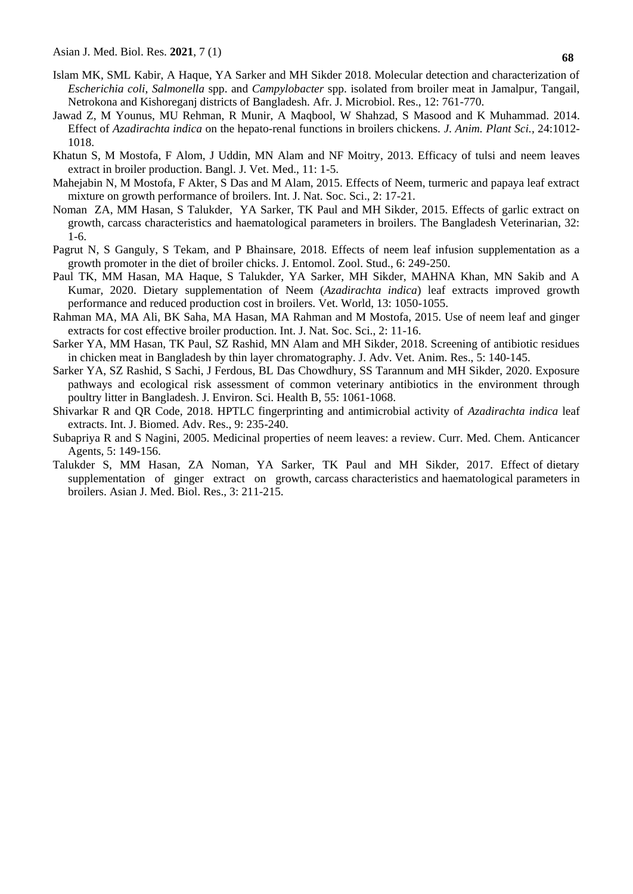Islam MK, SML Kabir, A Haque, YA Sarker and MH Sikder 2018. Molecular detection and characterization of *Escherichia coli*, *Salmonella* spp. and *Campylobacter* spp. isolated from broiler meat in Jamalpur, Tangail, Netrokona and Kishoreganj districts of Bangladesh. Afr. J. Microbiol. Res., 12: 761-770.

Jawad Z, M Younus, MU Rehman, R Munir, A Maqbool, W Shahzad, S Masood and K Muhammad. 2014. Effect of *Azadirachta indica* on the hepato-renal functions in broilers chickens. *J. Anim. Plant Sci.*, 24:1012-1018.

Khatun S, M Mostofa, F Alom, J Uddin, MN Alam and NF Moitry, 2013. Efficacy of tulsi and neem leaves extract in broiler production. Bangl. J. Vet. Med., 11: 1-5.

Mahejabin N, M Mostofa, F Akter, S Das and M Alam, 2015. Effects of Neem, turmeric and papaya leaf extract mixture on growth performance of broilers. Int. J. Nat. Soc. Sci., 2: 17-21.

Noman ZA, MM Hasan, S Talukder, YA Sarker, TK Paul and MH Sikder, 2015. Effects of garlic extract on growth, carcass characteristics and haematological parameters in broilers. The Bangladesh Veterinarian, 32: 1-6.

Pagrut N, S Ganguly, S Tekam, and P Bhainsare, 2018. Effects of neem leaf infusion supplementation as a growth promoter in the diet of broiler chicks. J. Entomol. Zool. Stud., 6: 249-250.

Paul TK, MM Hasan, MA Haque, S Talukder, YA Sarker, MH Sikder, MAHNA Khan, MN Sakib and A Kumar, 2020. Dietary supplementation of Neem (*Azadirachta indica*) leaf extracts improved growth performance and reduced production cost in broilers. Vet. World, 13: 1050-1055.

Rahman MA, MA Ali, BK Saha, MA Hasan, MA Rahman and M Mostofa, 2015. Use of neem leaf and ginger extracts for cost effective broiler production. Int. J. Nat. Soc. Sci., 2: 11-16.

Sarker YA, MM Hasan, TK Paul, SZ Rashid, MN Alam and MH Sikder, 2018. Screening of antibiotic residues in chicken meat in Bangladesh by thin layer chromatography. J. Adv. Vet. Anim. Res., 5: 140-145.

Sarker YA, SZ Rashid, S Sachi, J Ferdous, BL Das Chowdhury, SS Tarannum and MH Sikder, 2020. Exposure pathways and ecological risk assessment of common veterinary antibiotics in the environment through poultry litter in Bangladesh. J. Environ. Sci. Health B, 55: 1061-1068.

Shivarkar R and QR Code, 2018. HPTLC fingerprinting and antimicrobial activity of *Azadirachta indica* leaf extracts. Int. J. Biomed. Adv. Res., 9: 235-240.

Subapriya R and S Nagini, 2005. Medicinal properties of neem leaves: a review. Curr. Med. Chem. Anticancer Agents, 5: 149-156.

Talukder S, MM Hasan, ZA Noman, YA Sarker, TK Paul and MH Sikder, 2017. Effect of dietary supplementation of ginger extract on growth, carcass characteristics and haematological parameters in broilers. Asian J. Med. Biol. Res., 3: 211-215.